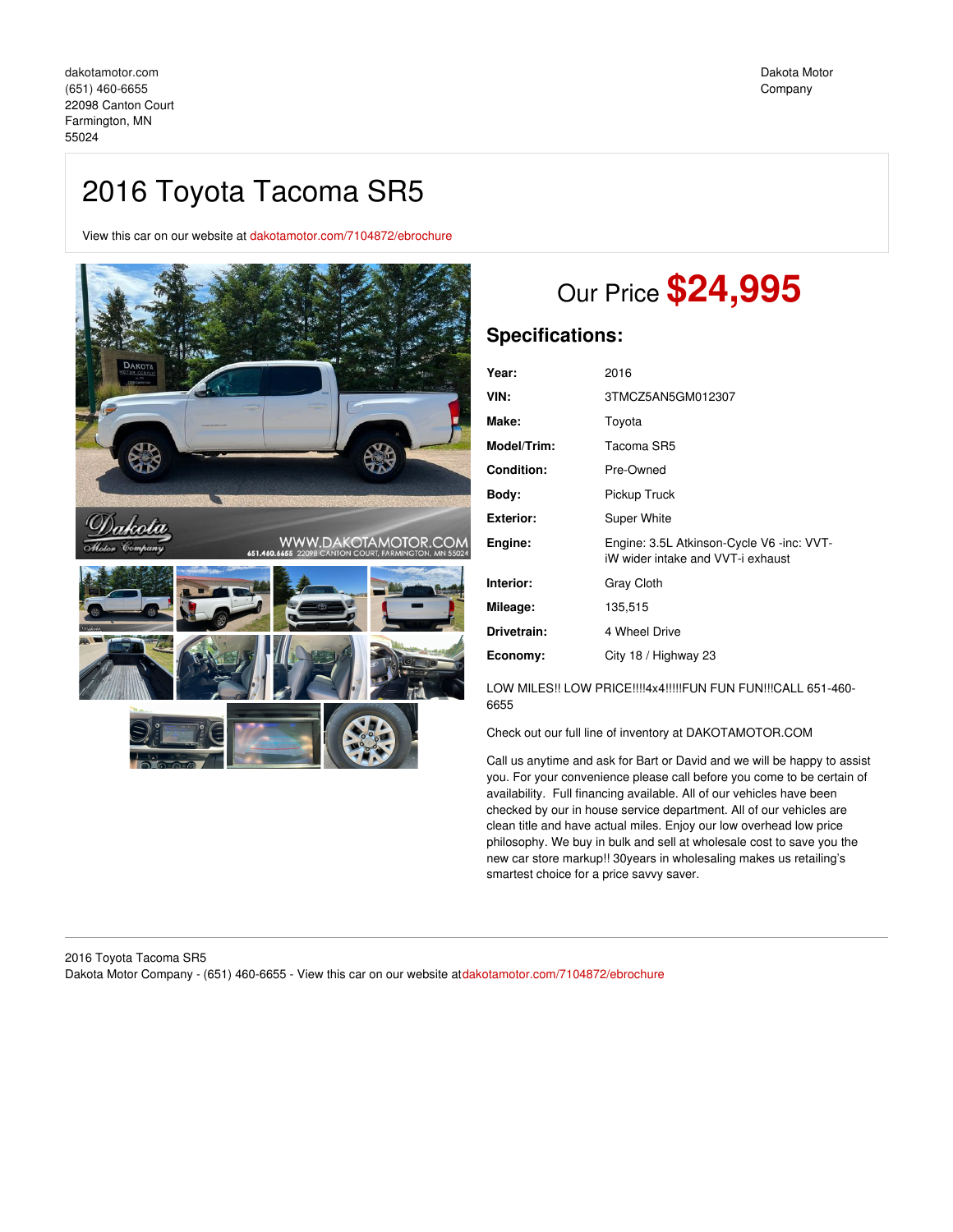dakotamotor.com
(651) 460-6655
22098 Canton Court
Farmington, MN
55024

Dakota Motor Company

# 2016 Toyota Tacoma SR5

View this car on our website at dakotamotor.com/7104872/ebrochure

Our Price **$24,995**

## Specifications:

| | |
|---|---|
| **Year:** | 2016 |
| **VIN:** | 3TMCZ5AN5GM012307 |
| **Make:** | Toyota |
| **Model/Trim:** | Tacoma SR5 |
| **Condition:** | Pre-Owned |
| **Body:** | Pickup Truck |
| **Exterior:** | Super White |
| **Engine:** | Engine: 3.5L Atkinson-Cycle V6 -inc: VVT-iW wider intake and VVT-i exhaust |
| **Interior:** | Gray Cloth |
| **Mileage:** | 135,515 |
| **Drivetrain:** | 4 Wheel Drive |
| **Economy:** | City 18 / Highway 23 |

LOW MILES!! LOW PRICE!!!!4x4!!!!!FUN FUN FUN!!!CALL 651-460-6655

Check out our full line of inventory at DAKOTAMOTOR.COM

Call us anytime and ask for Bart or David and we will be happy to assist you. For your convenience please call before you come to be certain of availability. Full financing available. All of our vehicles have been checked by our in house service department. All of our vehicles are clean title and have actual miles. Enjoy our low overhead low price philosophy. We buy in bulk and sell at wholesale cost to save you the new car store markup!! 30years in wholesaling makes us retailing's smartest choice for a price savvy saver.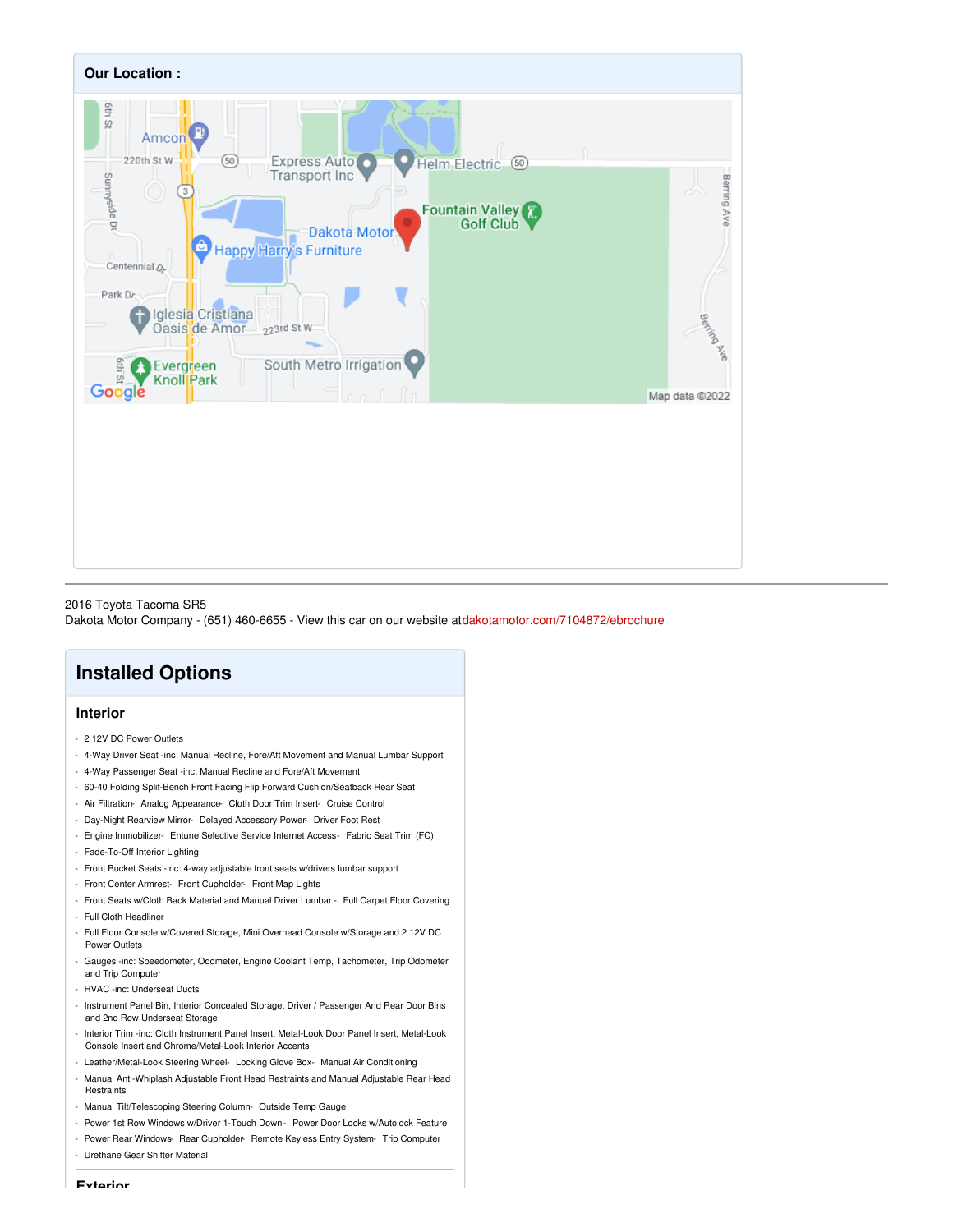## Our Location :

2016 Toyota Tacoma SR5
Dakota Motor Company - (651) 460-6655 - View this car on our website atdakotamotor.com/7104872/ebrochure

# Installed Options

### Interior

- 2 12V DC Power Outlets
- 4-Way Driver Seat -inc: Manual Recline, Fore/Aft Movement and Manual Lumbar Support
- 4-Way Passenger Seat -inc: Manual Recline and Fore/Aft Movement
- 60-40 Folding Split-Bench Front Facing Flip Forward Cushion/Seatback Rear Seat
- Air Filtration- Analog Appearance- Cloth Door Trim Insert- Cruise Control
- Day-Night Rearview Mirror- Delayed Accessory Power- Driver Foot Rest
- Engine Immobilizer- Entune Selective Service Internet Access- Fabric Seat Trim (FC)
- Fade-To-Off Interior Lighting
- Front Bucket Seats -inc: 4-way adjustable front seats w/drivers lumbar support
- Front Center Armrest- Front Cupholder- Front Map Lights
- Front Seats w/Cloth Back Material and Manual Driver Lumbar - Full Carpet Floor Covering
- Full Cloth Headliner
- Full Floor Console w/Covered Storage, Mini Overhead Console w/Storage and 2 12V DC Power Outlets
- Gauges -inc: Speedometer, Odometer, Engine Coolant Temp, Tachometer, Trip Odometer and Trip Computer
- HVAC -inc: Underseat Ducts
- Instrument Panel Bin, Interior Concealed Storage, Driver / Passenger And Rear Door Bins and 2nd Row Underseat Storage
- Interior Trim -inc: Cloth Instrument Panel Insert, Metal-Look Door Panel Insert, Metal-Look Console Insert and Chrome/Metal-Look Interior Accents
- Leather/Metal-Look Steering Wheel- Locking Glove Box- Manual Air Conditioning
- Manual Anti-Whiplash Adjustable Front Head Restraints and Manual Adjustable Rear Head Restraints
- Manual Tilt/Telescoping Steering Column- Outside Temp Gauge
- Power 1st Row Windows w/Driver 1-Touch Down - Power Door Locks w/Autolock Feature
- Power Rear Windows- Rear Cupholder- Remote Keyless Entry System- Trip Computer
- Urethane Gear Shifter Material

### Exterior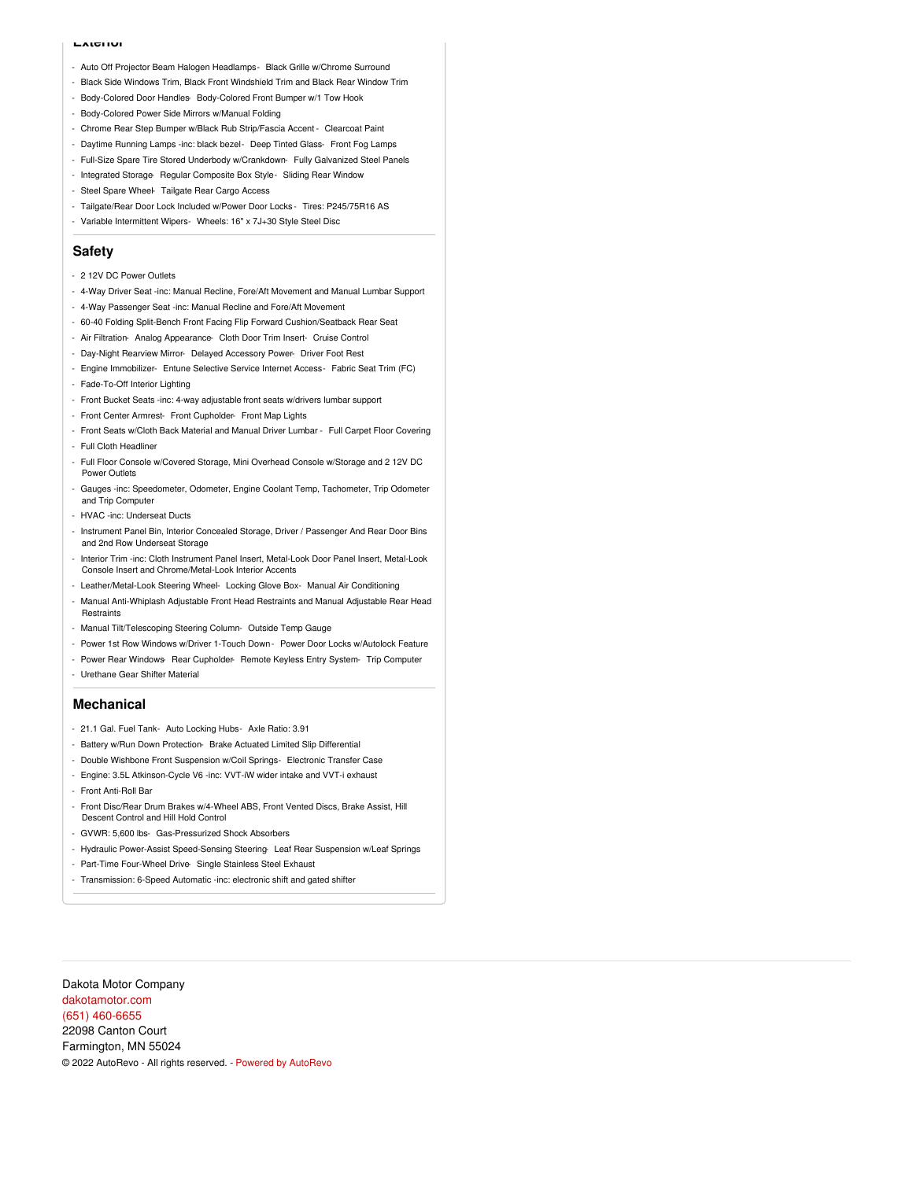## Exterior

- Auto Off Projector Beam Halogen Headlamps - Black Grille w/Chrome Surround
- Black Side Windows Trim, Black Front Windshield Trim and Black Rear Window Trim
- Body-Colored Door Handles - Body-Colored Front Bumper w/1 Tow Hook
- Body-Colored Power Side Mirrors w/Manual Folding
- Chrome Rear Step Bumper w/Black Rub Strip/Fascia Accent - Clearcoat Paint
- Daytime Running Lamps -inc: black bezel - Deep Tinted Glass - Front Fog Lamps
- Full-Size Spare Tire Stored Underbody w/Crankdown - Fully Galvanized Steel Panels
- Integrated Storage - Regular Composite Box Style - Sliding Rear Window
- Steel Spare Wheel - Tailgate Rear Cargo Access
- Tailgate/Rear Door Lock Included w/Power Door Locks - Tires: P245/75R16 AS
- Variable Intermittent Wipers - Wheels: 16" x 7J+30 Style Steel Disc

## Safety

- 2 12V DC Power Outlets
- 4-Way Driver Seat -inc: Manual Recline, Fore/Aft Movement and Manual Lumbar Support
- 4-Way Passenger Seat -inc: Manual Recline and Fore/Aft Movement
- 60-40 Folding Split-Bench Front Facing Flip Forward Cushion/Seatback Rear Seat
- Air Filtration - Analog Appearance - Cloth Door Trim Insert - Cruise Control
- Day-Night Rearview Mirror - Delayed Accessory Power - Driver Foot Rest
- Engine Immobilizer - Entune Selective Service Internet Access - Fabric Seat Trim (FC)
- Fade-To-Off Interior Lighting
- Front Bucket Seats -inc: 4-way adjustable front seats w/drivers lumbar support
- Front Center Armrest - Front Cupholder - Front Map Lights
- Front Seats w/Cloth Back Material and Manual Driver Lumbar - Full Carpet Floor Covering
- Full Cloth Headliner
- Full Floor Console w/Covered Storage, Mini Overhead Console w/Storage and 2 12V DC Power Outlets
- Gauges -inc: Speedometer, Odometer, Engine Coolant Temp, Tachometer, Trip Odometer and Trip Computer
- HVAC -inc: Underseat Ducts
- Instrument Panel Bin, Interior Concealed Storage, Driver / Passenger And Rear Door Bins and 2nd Row Underseat Storage
- Interior Trim -inc: Cloth Instrument Panel Insert, Metal-Look Door Panel Insert, Metal-Look Console Insert and Chrome/Metal-Look Interior Accents
- Leather/Metal-Look Steering Wheel - Locking Glove Box - Manual Air Conditioning
- Manual Anti-Whiplash Adjustable Front Head Restraints and Manual Adjustable Rear Head Restraints
- Manual Tilt/Telescoping Steering Column - Outside Temp Gauge
- Power 1st Row Windows w/Driver 1-Touch Down - Power Door Locks w/Autolock Feature
- Power Rear Windows - Rear Cupholder - Remote Keyless Entry System - Trip Computer
- Urethane Gear Shifter Material

## Mechanical

- 21.1 Gal. Fuel Tank - Auto Locking Hubs - Axle Ratio: 3.91
- Battery w/Run Down Protection - Brake Actuated Limited Slip Differential
- Double Wishbone Front Suspension w/Coil Springs - Electronic Transfer Case
- Engine: 3.5L Atkinson-Cycle V6 -inc: VVT-iW wider intake and VVT-i exhaust
- Front Anti-Roll Bar
- Front Disc/Rear Drum Brakes w/4-Wheel ABS, Front Vented Discs, Brake Assist, Hill Descent Control and Hill Hold Control
- GVWR: 5,600 lbs - Gas-Pressurized Shock Absorbers
- Hydraulic Power-Assist Speed-Sensing Steering - Leaf Rear Suspension w/Leaf Springs
- Part-Time Four-Wheel Drive - Single Stainless Steel Exhaust
- Transmission: 6-Speed Automatic -inc: electronic shift and gated shifter

---

Dakota Motor Company
dakotamotor.com
(651) 460-6655
22098 Canton Court
Farmington, MN 55024
© 2022 AutoRevo - All rights reserved. - Powered by AutoRevo